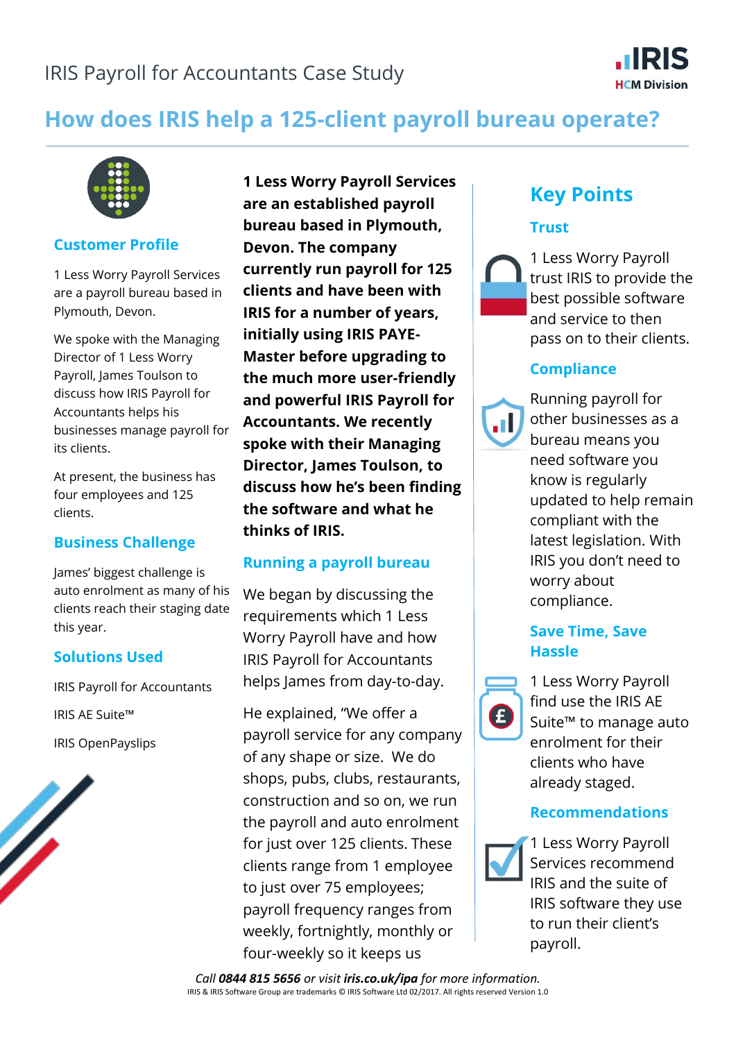IRIS Payroll for Accountants Case Study

# How does IRIS help a 125-client payroll bureau operate?

## Customer Profile

1 Less Worry Payroll Services are a payroll bureau based in Plymouth, Devon.

We spoke with the Managing Director of 1 Less Worry Payroll, James Toulson to discuss how IRIS Payroll for Accountants helps his businesses manage payroll for its clients.

At present, the business has four employees and 125 clients.

## Business Challenge

James' biggest challenge is auto enrolment as many of his clients reach their staging date this year.

## Solutions Used

IRIS Payroll for Accountants

IRIS AE Suite™

IRIS OpenPayslips

**1 Less Worry Payroll Services are an established payroll bureau based in Plymouth, Devon. The company currently run payroll for 125 clients and have been with IRIS for a number of years, initially using IRIS PAYE-Master before upgrading to the much more user-friendly and powerful IRIS Payroll for Accountants. We recently spoke with their Managing Director, James Toulson, to discuss how he's been finding the software and what he thinks of IRIS.**

## Running a payroll bureau

We began by discussing the requirements which 1 Less Worry Payroll have and how IRIS Payroll for Accountants helps James from day-to-day.

He explained, "We offer a payroll service for any company of any shape or size. We do shops, pubs, clubs, restaurants, construction and so on, we run the payroll and auto enrolment for just over 125 clients. These clients range from 1 employee to just over 75 employees; payroll frequency ranges from weekly, fortnightly, monthly or four-weekly so it keeps us

## Key Points

### Trust

1 Less Worry Payroll trust IRIS to provide the best possible software and service to then pass on to their clients.

### Compliance

Running payroll for other businesses as a bureau means you need software you know is regularly updated to help remain compliant with the latest legislation. With IRIS you don't need to worry about compliance.

### Save Time, Save Hassle

1 Less Worry Payroll find use the IRIS AE Suite™ to manage auto enrolment for their clients who have already staged.

### Recommendations

1 Less Worry Payroll Services recommend IRIS and the suite of IRIS software they use to run their client's payroll.

*Call **0844 815 5656** or visit **iris.co.uk/ipa** for more information.*

IRIS & IRIS Software Group are trademarks © IRIS Software Ltd 02/2017. All rights reserved Version 1.0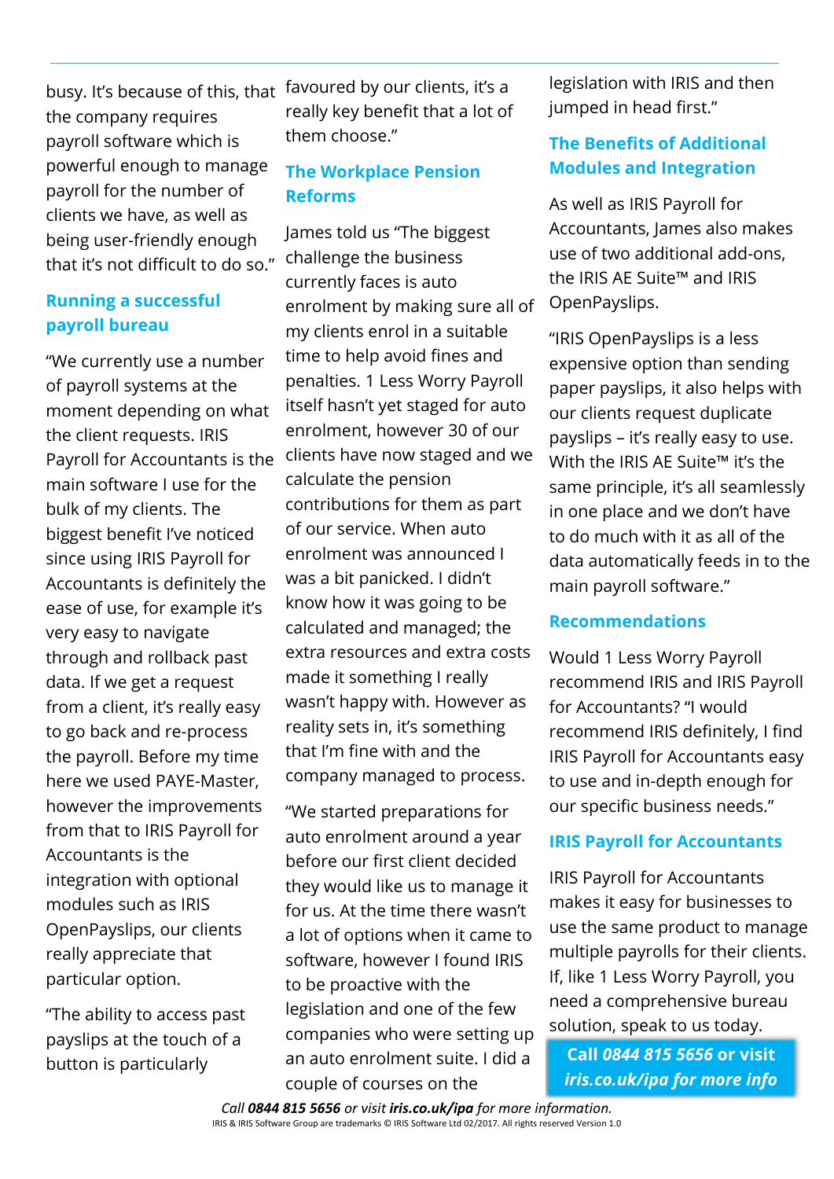busy. It's because of this, that the company requires payroll software which is powerful enough to manage payroll for the number of clients we have, as well as being user-friendly enough that it's not difficult to do so."

## Running a successful payroll bureau

"We currently use a number of payroll systems at the moment depending on what the client requests. IRIS Payroll for Accountants is the main software I use for the bulk of my clients. The biggest benefit I've noticed since using IRIS Payroll for Accountants is definitely the ease of use, for example it's very easy to navigate through and rollback past data. If we get a request from a client, it's really easy to go back and re-process the payroll. Before my time here we used PAYE-Master, however the improvements from that to IRIS Payroll for Accountants is the integration with optional modules such as IRIS OpenPayslips, our clients really appreciate that particular option.

"The ability to access past payslips at the touch of a button is particularly favoured by our clients, it's a really key benefit that a lot of them choose."

## The Workplace Pension Reforms

James told us "The biggest challenge the business currently faces is auto enrolment by making sure all of my clients enrol in a suitable time to help avoid fines and penalties. 1 Less Worry Payroll itself hasn't yet staged for auto enrolment, however 30 of our clients have now staged and we calculate the pension contributions for them as part of our service. When auto enrolment was announced I was a bit panicked. I didn't know how it was going to be calculated and managed; the extra resources and extra costs made it something I really wasn't happy with. However as reality sets in, it's something that I'm fine with and the company managed to process.

"We started preparations for auto enrolment around a year before our first client decided they would like us to manage it for us. At the time there wasn't a lot of options when it came to software, however I found IRIS to be proactive with the legislation and one of the few companies who were setting up an auto enrolment suite. I did a couple of courses on the legislation with IRIS and then jumped in head first."

## The Benefits of Additional Modules and Integration

As well as IRIS Payroll for Accountants, James also makes use of two additional add-ons, the IRIS AE Suite™ and IRIS OpenPayslips.

"IRIS OpenPayslips is a less expensive option than sending paper payslips, it also helps with our clients request duplicate payslips – it's really easy to use. With the IRIS AE Suite™ it's the same principle, it's all seamlessly in one place and we don't have to do much with it as all of the data automatically feeds in to the main payroll software."

## Recommendations

Would 1 Less Worry Payroll recommend IRIS and IRIS Payroll for Accountants? "I would recommend IRIS definitely, I find IRIS Payroll for Accountants easy to use and in-depth enough for our specific business needs."

## IRIS Payroll for Accountants

IRIS Payroll for Accountants makes it easy for businesses to use the same product to manage multiple payrolls for their clients. If, like 1 Less Worry Payroll, you need a comprehensive bureau solution, speak to us today.

**Call *0844 815 5656* or visit *iris.co.uk/ipa for more info***

*Call **0844 815 5656** or visit **iris.co.uk/ipa** for more information.*

IRIS & IRIS Software Group are trademarks © IRIS Software Ltd 02/2017. All rights reserved Version 1.0